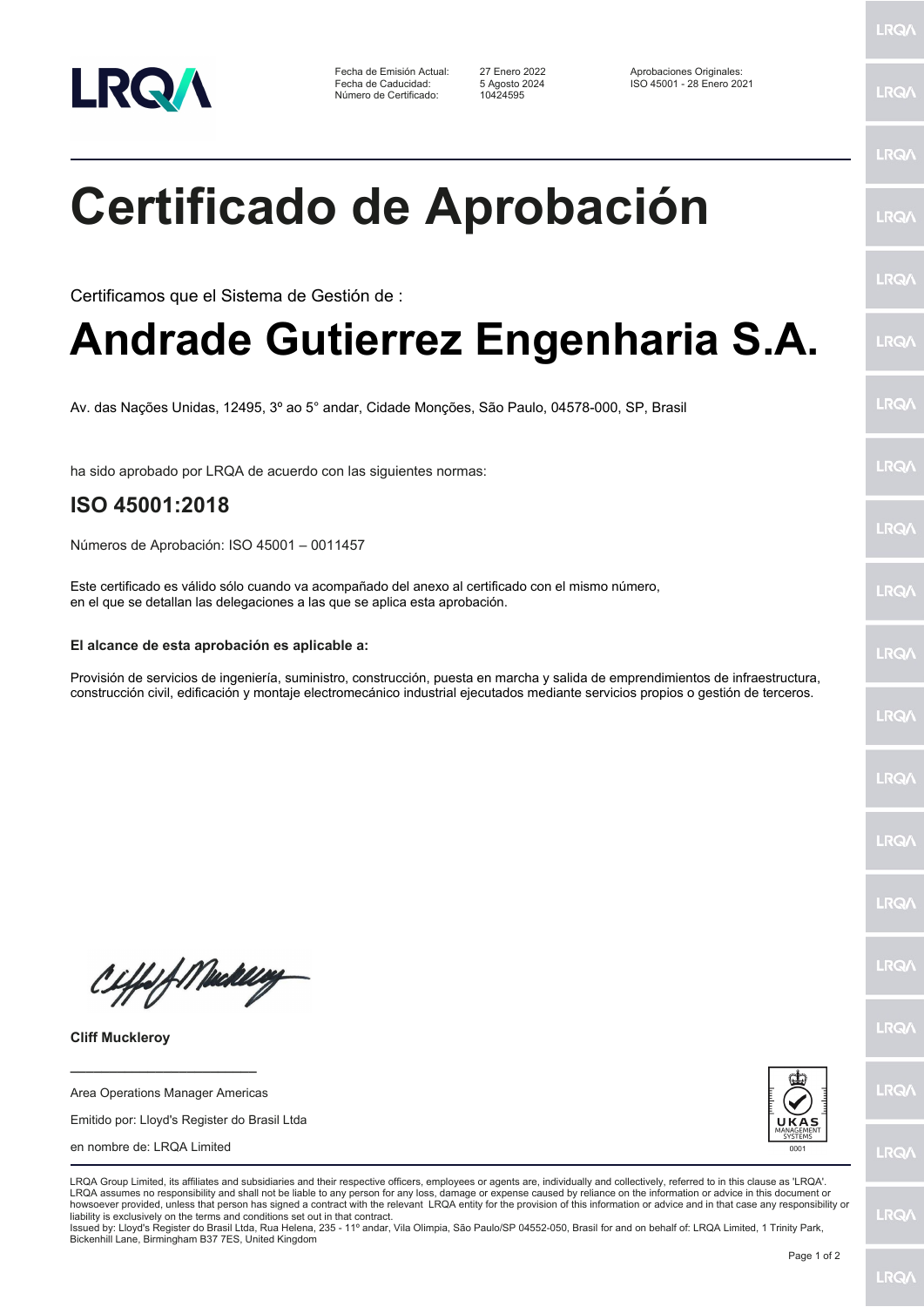Fecha de Emisión Actual: 27 Enero 2022
Fecha de Caducidad: 5 Agosto 2024
Número de Certificado: 10424595

Aprobaciones Originales:
ISO 45001 - 28 Enero 2021

# Certificado de Aprobación

Certificamos que el Sistema de Gestión de :

# Andrade Gutierrez Engenharia S.A.

Av. das Nações Unidas, 12495, 3º ao 5° andar, Cidade Monções, São Paulo, 04578-000, SP, Brasil

ha sido aprobado por LRQA de acuerdo con las siguientes normas:

## ISO 45001:2018

Números de Aprobación: ISO 45001 – 0011457

Este certificado es válido sólo cuando va acompañado del anexo al certificado con el mismo número, en el que se detallan las delegaciones a las que se aplica esta aprobación.

**El alcance de esta aprobación es aplicable a:**

Provisión de servicios de ingeniería, suministro, construcción, puesta en marcha y salida de emprendimientos de infraestructura, construcción civil, edificación y montaje electromecánico industrial ejecutados mediante servicios propios o gestión de terceros.

**Cliff Muckleroy**

Area Operations Manager Americas

Emitido por: Lloyd's Register do Brasil Ltda

en nombre de: LRQA Limited

UKAS MANAGEMENT SYSTEMS 0001

LRQA Group Limited, its affiliates and subsidiaries and their respective officers, employees or agents are, individually and collectively, referred to in this clause as 'LRQA'. LRQA assumes no responsibility and shall not be liable to any person for any loss, damage or expense caused by reliance on the information or advice in this document or howsoever provided, unless that person has signed a contract with the relevant LRQA entity for the provision of this information or advice and in that case any responsibility or liability is exclusively on the terms and conditions set out in that contract.
Issued by: Lloyd's Register do Brasil Ltda, Rua Helena, 235 - 11º andar, Vila Olimpia, São Paulo/SP 04552-050, Brasil for and on behalf of: LRQA Limited, 1 Trinity Park, Bickenhill Lane, Birmingham B37 7ES, United Kingdom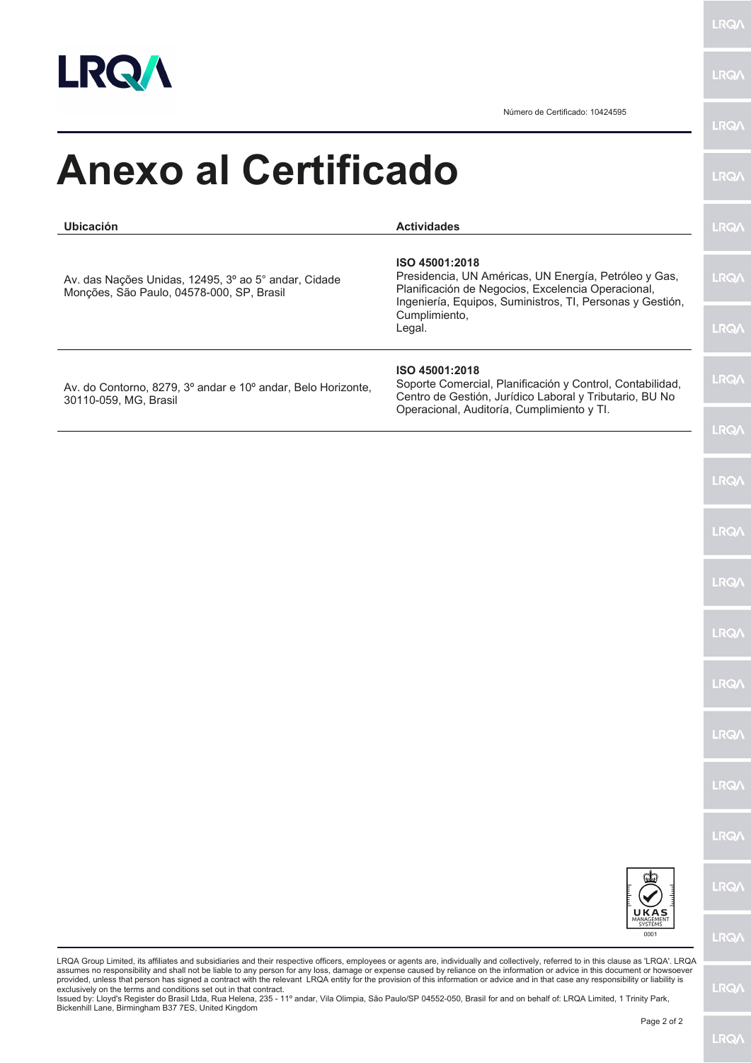Número de Certificado: 10424595

# Anexo al Certificado

| Ubicación | Actividades |
|---|---|
| Av. das Nações Unidas, 12495, 3º ao 5° andar, Cidade Monções, São Paulo, 04578-000, SP, Brasil | **ISO 45001:2018**<br>Presidencia, UN Américas, UN Energía, Petróleo y Gas, Planificación de Negocios, Excelencia Operacional, Ingeniería, Equipos, Suministros, TI, Personas y Gestión, Cumplimiento,<br>Legal. |
| Av. do Contorno, 8279, 3º andar e 10º andar, Belo Horizonte, 30110-059, MG, Brasil | **ISO 45001:2018**<br>Soporte Comercial, Planificación y Control, Contabilidad, Centro de Gestión, Jurídico Laboral y Tributario, BU No Operacional, Auditoría, Cumplimiento y TI. |

UKAS MANAGEMENT SYSTEMS
0001

LRQA Group Limited, its affiliates and subsidiaries and their respective officers, employees or agents are, individually and collectively, referred to in this clause as 'LRQA'. LRQA assumes no responsibility and shall not be liable to any person for any loss, damage or expense caused by reliance on the information or advice in this document or howsoever provided, unless that person has signed a contract with the relevant LRQA entity for the provision of this information or advice and in that case any responsibility or liability is exclusively on the terms and conditions set out in that contract.
Issued by: Lloyd's Register do Brasil Ltda, Rua Helena, 235 - 11º andar, Vila Olimpia, São Paulo/SP 04552-050, Brasil for and on behalf of: LRQA Limited, 1 Trinity Park, Bickenhill Lane, Birmingham B37 7ES, United Kingdom